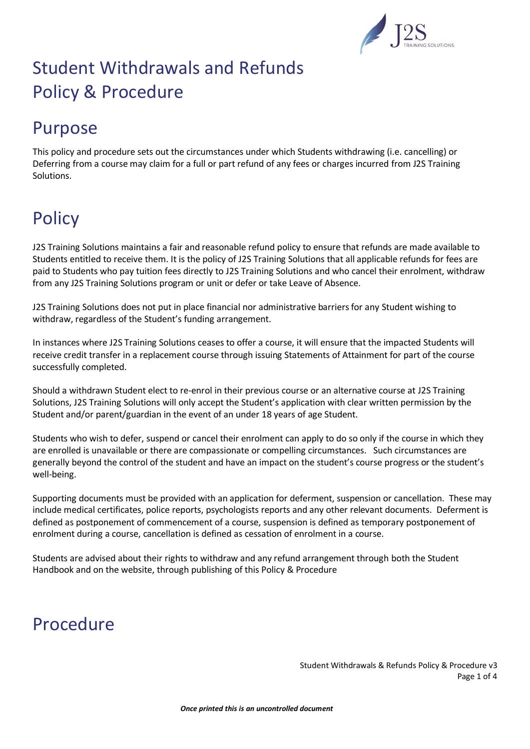# Student Withdrawals and Refunds Policy & Procedure

## Purpose

This policy and procedure sets out the circumstances under which Students withdrawing (i.e. cancelling) or Deferring from a course may claim for a full or part refund of any fees or charges incurred from J2S Training Solutions.

## Policy

J2S Training Solutions maintains a fair and reasonable refund policy to ensure that refunds are made available to Students entitled to receive them. It is the policy of J2S Training Solutions that all applicable refunds for fees are paid to Students who pay tuition fees directly to J2S Training Solutions and who cancel their enrolment, withdraw from any J2S Training Solutions program or unit or defer or take Leave of Absence.

J2S Training Solutions does not put in place financial nor administrative barriers for any Student wishing to withdraw, regardless of the Student's funding arrangement.

In instances where J2S Training Solutions ceases to offer a course, it will ensure that the impacted Students will receive credit transfer in a replacement course through issuing Statements of Attainment for part of the course successfully completed.

Should a withdrawn Student elect to re-enrol in their previous course or an alternative course at J2S Training Solutions, J2S Training Solutions will only accept the Student's application with clear written permission by the Student and/or parent/guardian in the event of an under 18 years of age Student.

Students who wish to defer, suspend or cancel their enrolment can apply to do so only if the course in which they are enrolled is unavailable or there are compassionate or compelling circumstances. Such circumstances are generally beyond the control of the student and have an impact on the student's course progress or the student's well-being.

Supporting documents must be provided with an application for deferment, suspension or cancellation. These may include medical certificates, police reports, psychologists reports and any other relevant documents. Deferment is defined as postponement of commencement of a course, suspension is defined as temporary postponement of enrolment during a course, cancellation is defined as cessation of enrolment in a course.

Students are advised about their rights to withdraw and any refund arrangement through both the Student Handbook and on the website, through publishing of this Policy & Procedure

## Procedure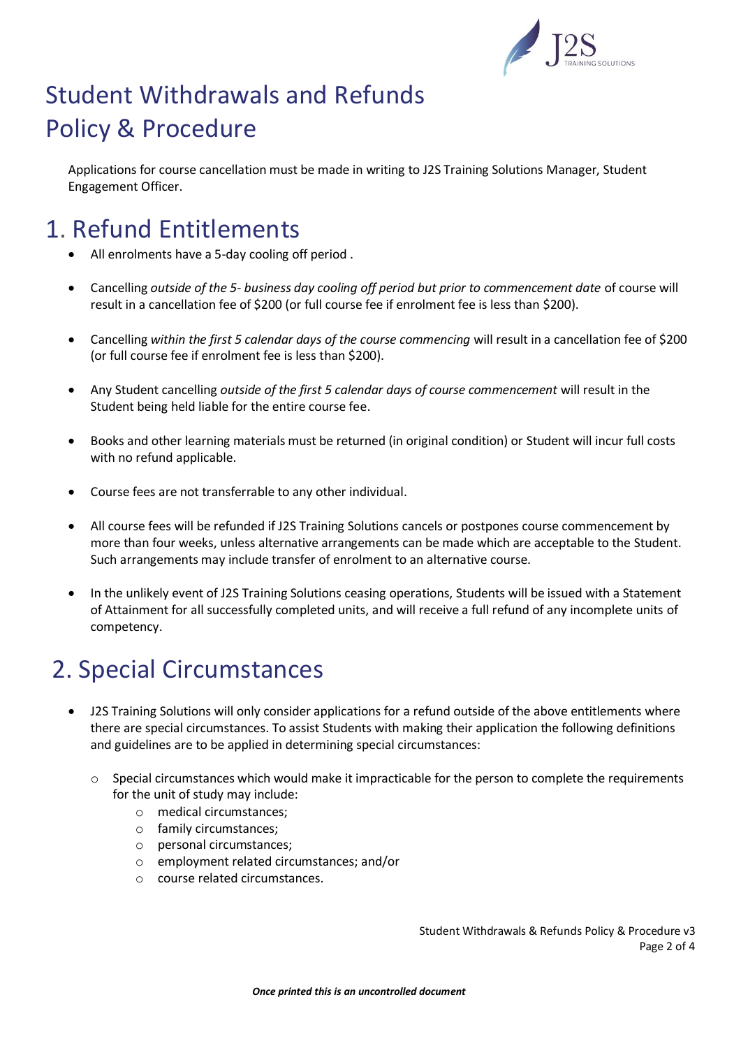# Student Withdrawals and Refunds Policy & Procedure

Applications for course cancellation must be made in writing to J2S Training Solutions Manager, Student Engagement Officer.

## 1. Refund Entitlements

- All enrolments have a 5-day cooling off period .
- Cancelling *outside of the 5- business day cooling off period but prior to commencement date* of course will result in a cancellation fee of $200 (or full course fee if enrolment fee is less than $200).
- Cancelling *within the first 5 calendar days of the course commencing* will result in a cancellation fee of $200 (or full course fee if enrolment fee is less than $200).
- Any Student cancelling *outside of the first 5 calendar days of course commencement* will result in the Student being held liable for the entire course fee.
- Books and other learning materials must be returned (in original condition) or Student will incur full costs with no refund applicable.
- Course fees are not transferrable to any other individual.
- All course fees will be refunded if J2S Training Solutions cancels or postpones course commencement by more than four weeks, unless alternative arrangements can be made which are acceptable to the Student. Such arrangements may include transfer of enrolment to an alternative course.
- In the unlikely event of J2S Training Solutions ceasing operations, Students will be issued with a Statement of Attainment for all successfully completed units, and will receive a full refund of any incomplete units of competency.

## 2. Special Circumstances

- J2S Training Solutions will only consider applications for a refund outside of the above entitlements where there are special circumstances. To assist Students with making their application the following definitions and guidelines are to be applied in determining special circumstances:
  - Special circumstances which would make it impracticable for the person to complete the requirements for the unit of study may include:
    - medical circumstances;
    - family circumstances;
    - personal circumstances;
    - employment related circumstances; and/or
    - course related circumstances.

*Once printed this is an uncontrolled document*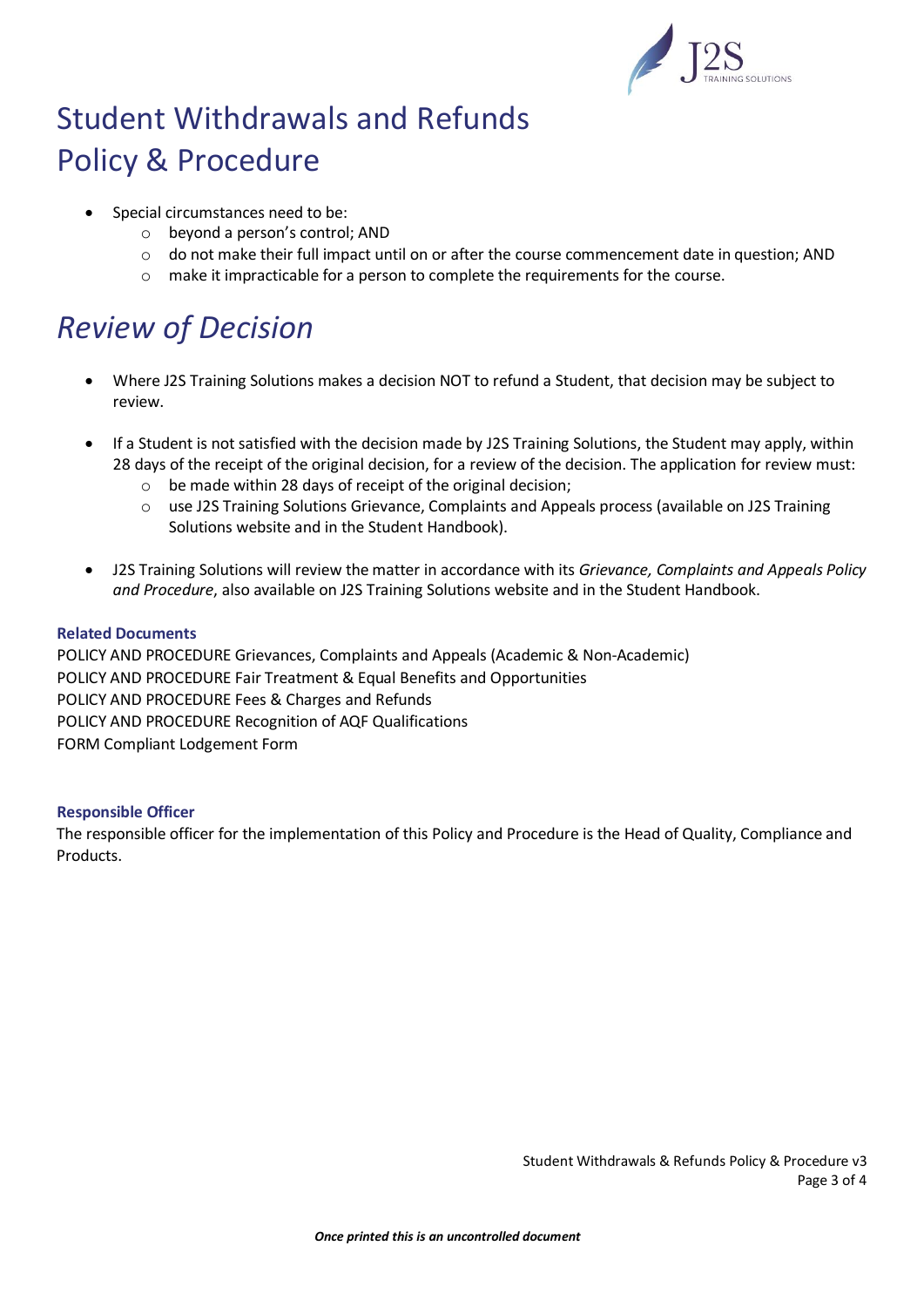# Student Withdrawals and Refunds Policy & Procedure

- Special circumstances need to be:
  - beyond a person's control; AND
  - do not make their full impact until on or after the course commencement date in question; AND
  - make it impracticable for a person to complete the requirements for the course.

## *Review of Decision*

- Where J2S Training Solutions makes a decision NOT to refund a Student, that decision may be subject to review.

- If a Student is not satisfied with the decision made by J2S Training Solutions, the Student may apply, within 28 days of the receipt of the original decision, for a review of the decision. The application for review must:
  - be made within 28 days of receipt of the original decision;
  - use J2S Training Solutions Grievance, Complaints and Appeals process (available on J2S Training Solutions website and in the Student Handbook).

- J2S Training Solutions will review the matter in accordance with its *Grievance, Complaints and Appeals Policy and Procedure*, also available on J2S Training Solutions website and in the Student Handbook.

**Related Documents**

POLICY AND PROCEDURE Grievances, Complaints and Appeals (Academic & Non-Academic)
POLICY AND PROCEDURE Fair Treatment & Equal Benefits and Opportunities
POLICY AND PROCEDURE Fees & Charges and Refunds
POLICY AND PROCEDURE Recognition of AQF Qualifications
FORM Compliant Lodgement Form

**Responsible Officer**

The responsible officer for the implementation of this Policy and Procedure is the Head of Quality, Compliance and Products.

***Once printed this is an uncontrolled document***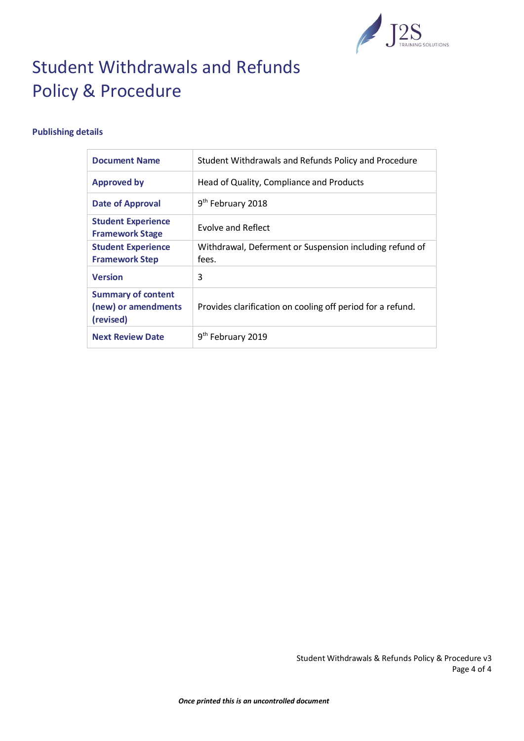# Student Withdrawals and Refunds Policy & Procedure

### Publishing details

| | |
|---|---|
| **Document Name** | Student Withdrawals and Refunds Policy and Procedure |
| **Approved by** | Head of Quality, Compliance and Products |
| **Date of Approval** | 9th February 2018 |
| **Student Experience Framework Stage** | Evolve and Reflect |
| **Student Experience Framework Step** | Withdrawal, Deferment or Suspension including refund of fees. |
| **Version** | 3 |
| **Summary of content (new) or amendments (revised)** | Provides clarification on cooling off period for a refund. |
| **Next Review Date** | 9th February 2019 |

***Once printed this is an uncontrolled document***